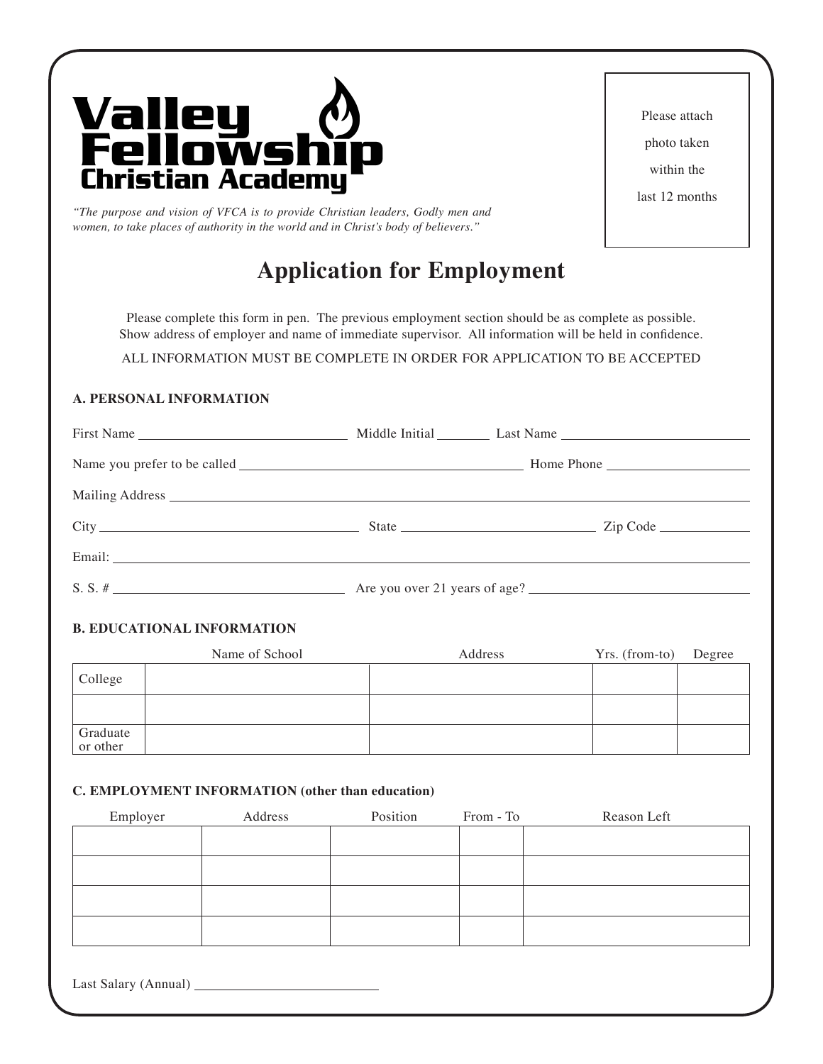# Valley Fellowship Christian Academy

*"The purpose and vision of VFCA is to provide Christian leaders, Godly men and women, to take places of authority in the world and in Christ's body of believers."*

Please attach photo taken within the last 12 months

## Application for Employment

Please complete this form in pen. The previous employment section should be as complete as possible. Show address of employer and name of immediate supervisor. All information will be held in confidence.

ALL INFORMATION MUST BE COMPLETE IN ORDER FOR APPLICATION TO BE ACCEPTED

### A. PERSONAL INFORMATION

First Name ____________________ Middle Initial ______ Last Name ____________________

Name you prefer to be called ______________________________ Home Phone ______________

Mailing Address ________________________________________________

City ____________________ State ____________________ Zip Code __________

Email: ________________________________________________

S. S. # ____________________ Are you over 21 years of age? ____________________

### B. EDUCATIONAL INFORMATION

| | Name of School | Address | Yrs. (from-to) | Degree |
|---|---|---|---|---|
| College | | | | |
| | | | | |
| Graduate or other | | | | |

### C. EMPLOYMENT INFORMATION (other than education)

| Employer | Address | Position | From - To | Reason Left |
|---|---|---|---|---|
| | | | | |
| | | | | |
| | | | | |
| | | | | |

Last Salary (Annual) ____________________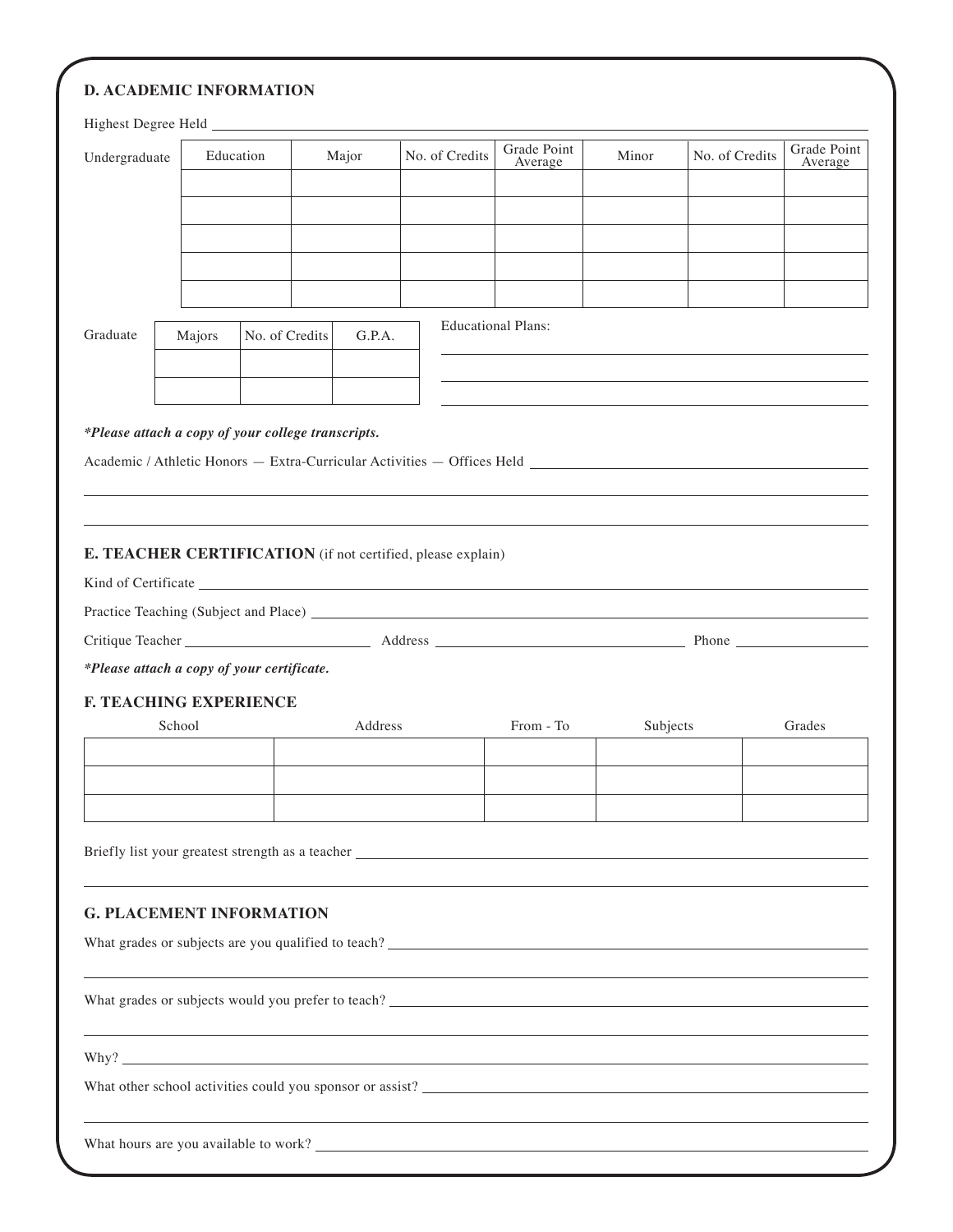## D. ACADEMIC INFORMATION

Highest Degree Held ______________________________

Undergraduate

| Education | Major | No. of Credits | Grade Point Average | Minor | No. of Credits | Grade Point Average |
|---|---|---|---|---|---|---|
| | | | | | | |
| | | | | | | |
| | | | | | | |
| | | | | | | |
| | | | | | | |

Graduate

| Majors | No. of Credits | G.P.A. |
|---|---|---|
| | | |
| | | |

Educational Plans: ______________________________

*Please attach a copy of your college transcripts.*

Academic / Athletic Honors — Extra-Curricular Activities — Offices Held ______________________________

## E. TEACHER CERTIFICATION (if not certified, please explain)

Kind of Certificate ______________________________

Practice Teaching (Subject and Place) ______________________________

Critique Teacher ____________ Address ____________ Phone ____________

*Please attach a copy of your certificate.*

## F. TEACHING EXPERIENCE

| School | Address | From - To | Subjects | Grades |
|---|---|---|---|---|
| | | | | |
| | | | | |
| | | | | |

Briefly list your greatest strength as a teacher ______________________________

## G. PLACEMENT INFORMATION

What grades or subjects are you qualified to teach? ______________________________

What grades or subjects would you prefer to teach? ______________________________

Why? ______________________________

What other school activities could you sponsor or assist? ______________________________

What hours are you available to work? ______________________________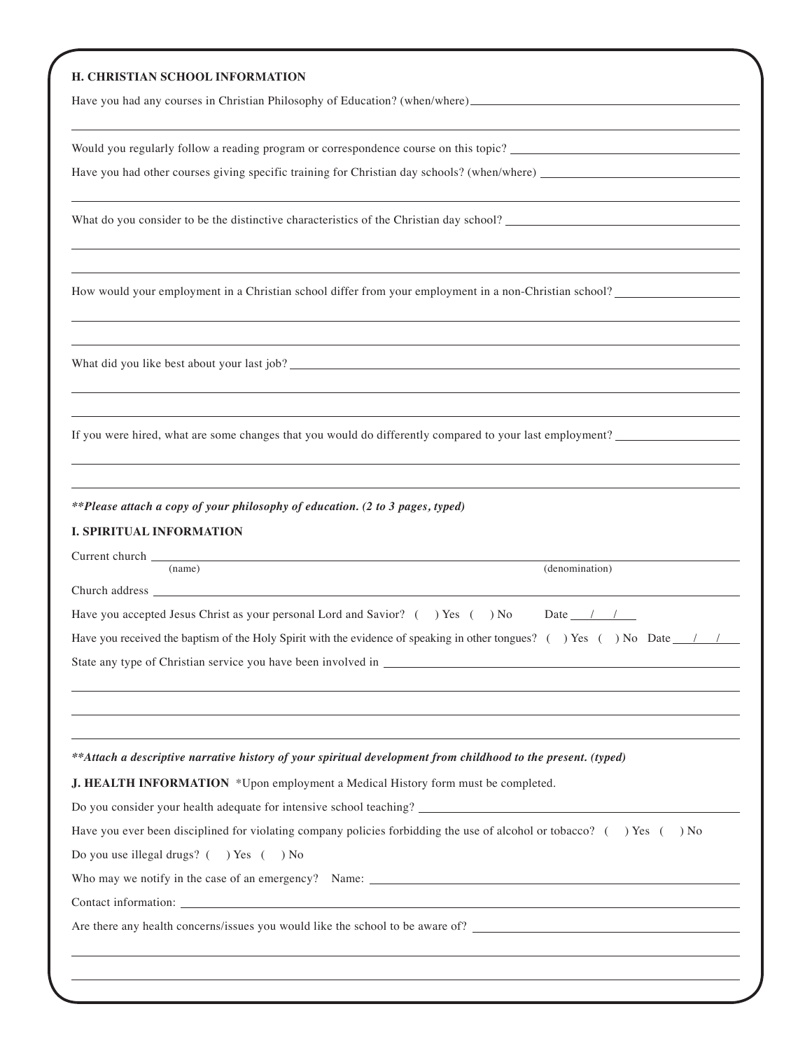## H. CHRISTIAN SCHOOL INFORMATION

Have you had any courses in Christian Philosophy of Education? (when/where) ____________________

____________________

Would you regularly follow a reading program or correspondence course on this topic? ____________________

Have you had other courses giving specific training for Christian day schools? (when/where) ____________________

____________________

What do you consider to be the distinctive characteristics of the Christian day school? ____________________

____________________

____________________

How would your employment in a Christian school differ from your employment in a non-Christian school? ____________________

____________________

____________________

What did you like best about your last job? ____________________

____________________

____________________

If you were hired, what are some changes that you would do differently compared to your last employment? ____________________

____________________

____________________

***\*\*Please attach a copy of your philosophy of education. (2 to 3 pages, typed)***

## I. SPIRITUAL INFORMATION

Current church ____________________ (name) ____________________ (denomination)

Church address ____________________

Have you accepted Jesus Christ as your personal Lord and Savior? ( ) Yes ( ) No Date ___/___/___

Have you received the baptism of the Holy Spirit with the evidence of speaking in other tongues? ( ) Yes ( ) No Date ___/___/___

State any type of Christian service you have been involved in ____________________

____________________

____________________

____________________

***\*\*Attach a descriptive narrative history of your spiritual development from childhood to the present. (typed)***

## J. HEALTH INFORMATION

*Upon employment a Medical History form must be completed.

Do you consider your health adequate for intensive school teaching? ____________________

Have you ever been disciplined for violating company policies forbidding the use of alcohol or tobacco? ( ) Yes ( ) No

Do you use illegal drugs? ( ) Yes ( ) No

Who may we notify in the case of an emergency? Name: ____________________

Contact information: ____________________

Are there any health concerns/issues you would like the school to be aware of? ____________________

____________________

____________________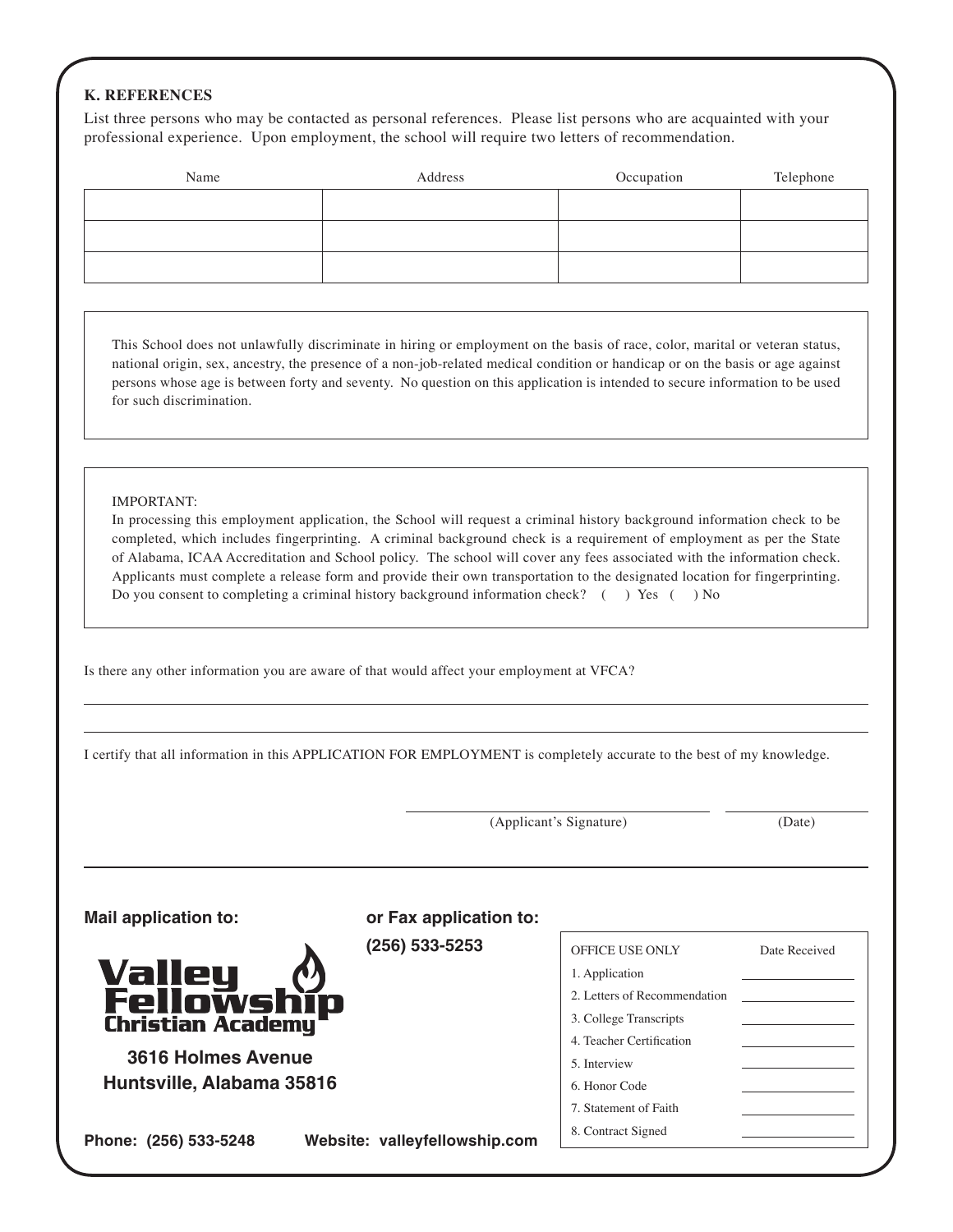### K. REFERENCES

List three persons who may be contacted as personal references. Please list persons who are acquainted with your professional experience. Upon employment, the school will require two letters of recommendation.

| Name | Address | Occupation | Telephone |
|---|---|---|---|
| | | | |
| | | | |
| | | | |

This School does not unlawfully discriminate in hiring or employment on the basis of race, color, marital or veteran status, national origin, sex, ancestry, the presence of a non-job-related medical condition or handicap or on the basis or age against persons whose age is between forty and seventy. No question on this application is intended to secure information to be used for such discrimination.

IMPORTANT:
In processing this employment application, the School will request a criminal history background information check to be completed, which includes fingerprinting. A criminal background check is a requirement of employment as per the State of Alabama, ICAA Accreditation and School policy. The school will cover any fees associated with the information check. Applicants must complete a release form and provide their own transportation to the designated location for fingerprinting. Do you consent to completing a criminal history background information check? ( ) Yes ( ) No

Is there any other information you are aware of that would affect your employment at VFCA?

_______________________________________________

_______________________________________________

I certify that all information in this APPLICATION FOR EMPLOYMENT is completely accurate to the best of my knowledge.

_______________________ (Applicant's Signature) _____________ (Date)

**Mail application to:**

Valley Fellowship Christian Academy

**3616 Holmes Avenue**
**Huntsville, Alabama 35816**

**or Fax application to:**
**(256) 533-5253**

| OFFICE USE ONLY | Date Received |
|---|---|
| 1. Application | |
| 2. Letters of Recommendation | |
| 3. College Transcripts | |
| 4. Teacher Certification | |
| 5. Interview | |
| 6. Honor Code | |
| 7. Statement of Faith | |
| 8. Contract Signed | |

**Phone: (256) 533-5248** **Website: valleyfellowship.com**